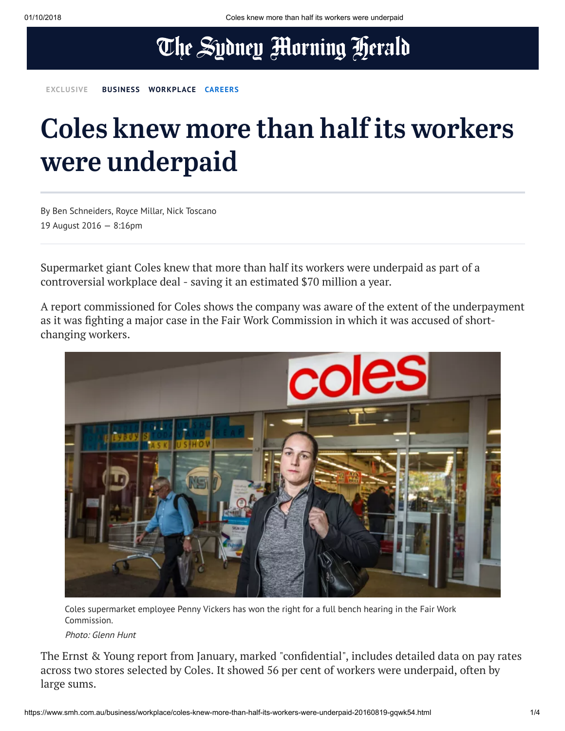The Sydney Morning Herald

EXCLUSIVE BUSINESS WORKPLACE CAREERS

# Coles knew more than half its workers were underpaid

By Ben Schneiders, Royce Millar, Nick Toscano

19 August 2016 — 8:16pm

Supermarket giant Coles knew that more than half its workers were underpaid as part of a controversial workplace deal - saving it an estimated $70 million a year.

A report commissioned for Coles shows the company was aware of the extent of the underpayment as it was fighting a major case in the Fair Work Commission in which it was accused of short-changing workers.

Coles supermarket employee Penny Vickers has won the right for a full bench hearing in the Fair Work Commission.

*Photo: Glenn Hunt*

The Ernst & Young report from January, marked "confidential", includes detailed data on pay rates across two stores selected by Coles. It showed 56 per cent of workers were underpaid, often by large sums.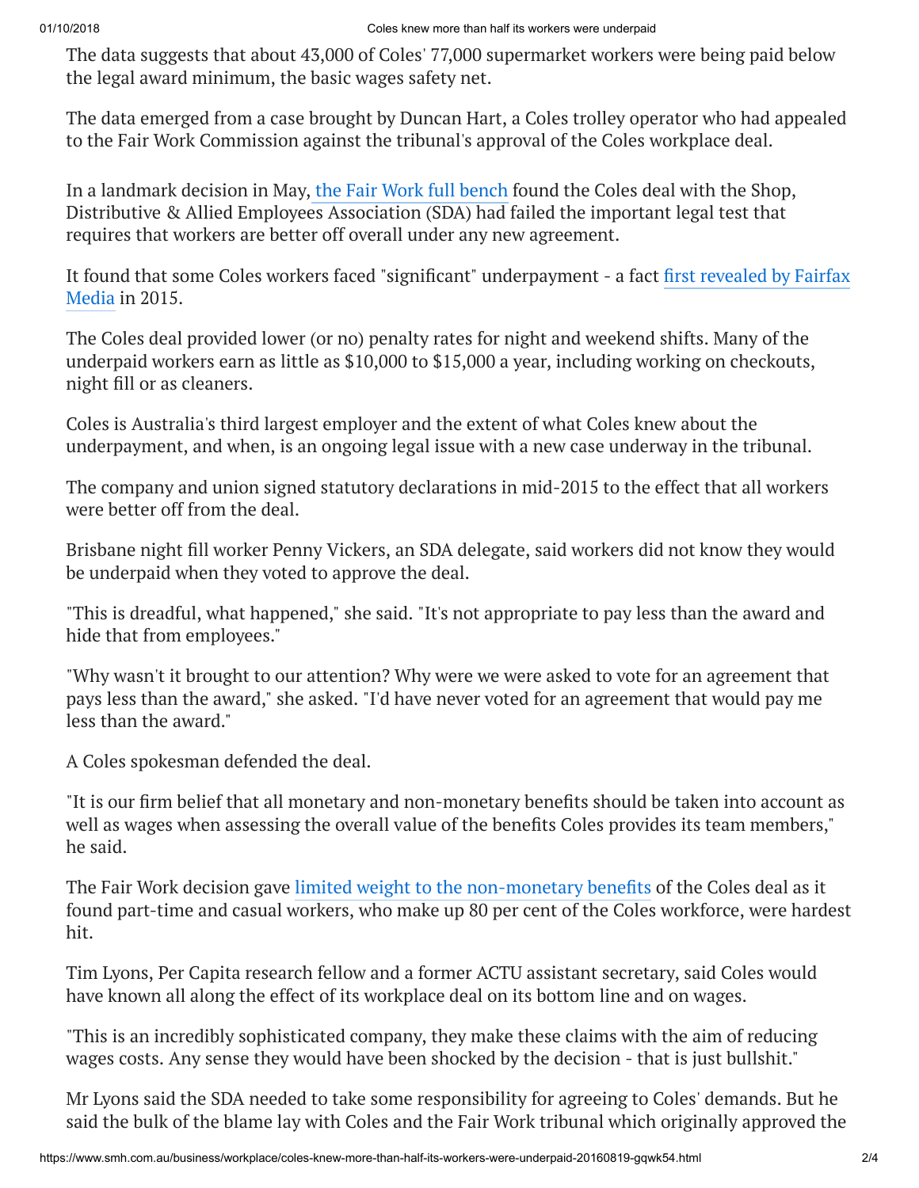The data suggests that about 43,000 of Coles' 77,000 supermarket workers were being paid below the legal award minimum, the basic wages safety net.

The data emerged from a case brought by Duncan Hart, a Coles trolley operator who had appealed to the Fair Work Commission against the tribunal's approval of the Coles workplace deal.

In a landmark decision in May, the Fair Work full bench found the Coles deal with the Shop, Distributive & Allied Employees Association (SDA) had failed the important legal test that requires that workers are better off overall under any new agreement.

It found that some Coles workers faced "significant" underpayment - a fact first revealed by Fairfax Media in 2015.

The Coles deal provided lower (or no) penalty rates for night and weekend shifts. Many of the underpaid workers earn as little as $10,000 to $15,000 a year, including working on checkouts, night fill or as cleaners.

Coles is Australia's third largest employer and the extent of what Coles knew about the underpayment, and when, is an ongoing legal issue with a new case underway in the tribunal.

The company and union signed statutory declarations in mid-2015 to the effect that all workers were better off from the deal.

Brisbane night fill worker Penny Vickers, an SDA delegate, said workers did not know they would be underpaid when they voted to approve the deal.

"This is dreadful, what happened," she said. "It's not appropriate to pay less than the award and hide that from employees."

"Why wasn't it brought to our attention? Why were we were asked to vote for an agreement that pays less than the award," she asked. "I'd have never voted for an agreement that would pay me less than the award."

A Coles spokesman defended the deal.

"It is our firm belief that all monetary and non-monetary benefits should be taken into account as well as wages when assessing the overall value of the benefits Coles provides its team members," he said.

The Fair Work decision gave limited weight to the non-monetary benefits of the Coles deal as it found part-time and casual workers, who make up 80 per cent of the Coles workforce, were hardest hit.

Tim Lyons, Per Capita research fellow and a former ACTU assistant secretary, said Coles would have known all along the effect of its workplace deal on its bottom line and on wages.

"This is an incredibly sophisticated company, they make these claims with the aim of reducing wages costs. Any sense they would have been shocked by the decision - that is just bullshit."

Mr Lyons said the SDA needed to take some responsibility for agreeing to Coles' demands. But he said the bulk of the blame lay with Coles and the Fair Work tribunal which originally approved the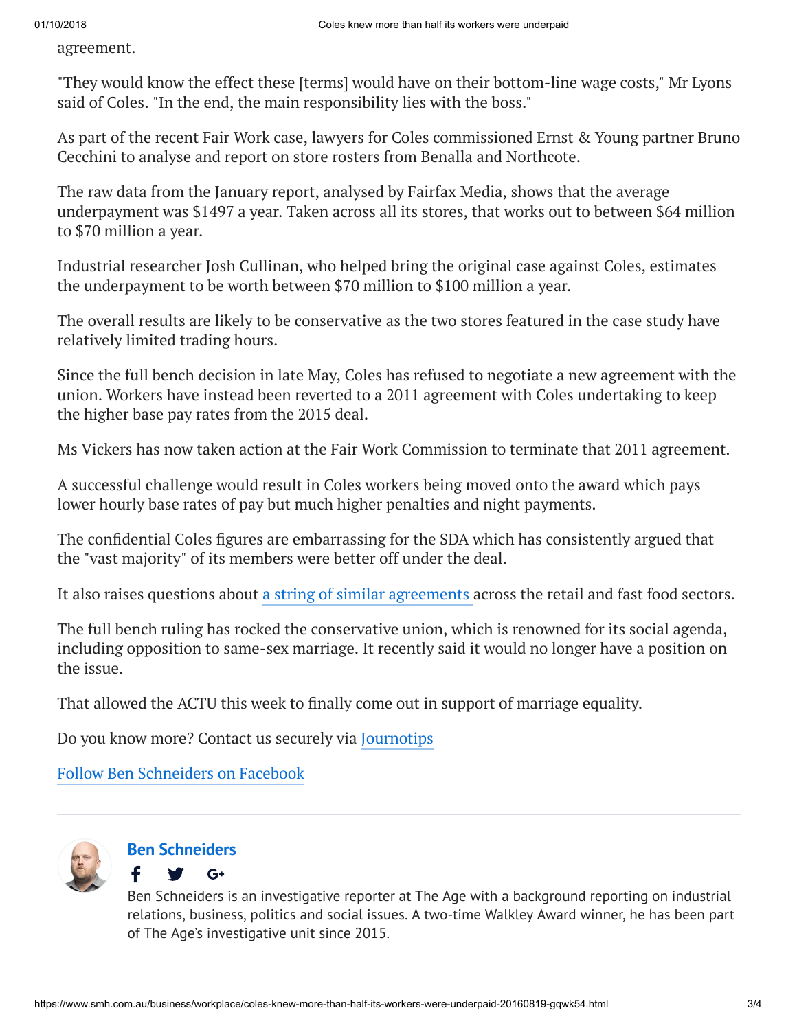agreement.

"They would know the effect these [terms] would have on their bottom-line wage costs," Mr Lyons said of Coles. "In the end, the main responsibility lies with the boss."

As part of the recent Fair Work case, lawyers for Coles commissioned Ernst & Young partner Bruno Cecchini to analyse and report on store rosters from Benalla and Northcote.

The raw data from the January report, analysed by Fairfax Media, shows that the average underpayment was $1497 a year. Taken across all its stores, that works out to between $64 million to $70 million a year.

Industrial researcher Josh Cullinan, who helped bring the original case against Coles, estimates the underpayment to be worth between $70 million to $100 million a year.

The overall results are likely to be conservative as the two stores featured in the case study have relatively limited trading hours.

Since the full bench decision in late May, Coles has refused to negotiate a new agreement with the union. Workers have instead been reverted to a 2011 agreement with Coles undertaking to keep the higher base pay rates from the 2015 deal.

Ms Vickers has now taken action at the Fair Work Commission to terminate that 2011 agreement.

A successful challenge would result in Coles workers being moved onto the award which pays lower hourly base rates of pay but much higher penalties and night payments.

The confidential Coles figures are embarrassing for the SDA which has consistently argued that the "vast majority" of its members were better off under the deal.

It also raises questions about a string of similar agreements across the retail and fast food sectors.

The full bench ruling has rocked the conservative union, which is renowned for its social agenda, including opposition to same-sex marriage. It recently said it would no longer have a position on the issue.

That allowed the ACTU this week to finally come out in support of marriage equality.

Do you know more? Contact us securely via Journotips

Follow Ben Schneiders on Facebook

---

**Ben Schneiders**

Ben Schneiders is an investigative reporter at The Age with a background reporting on industrial relations, business, politics and social issues. A two-time Walkley Award winner, he has been part of The Age's investigative unit since 2015.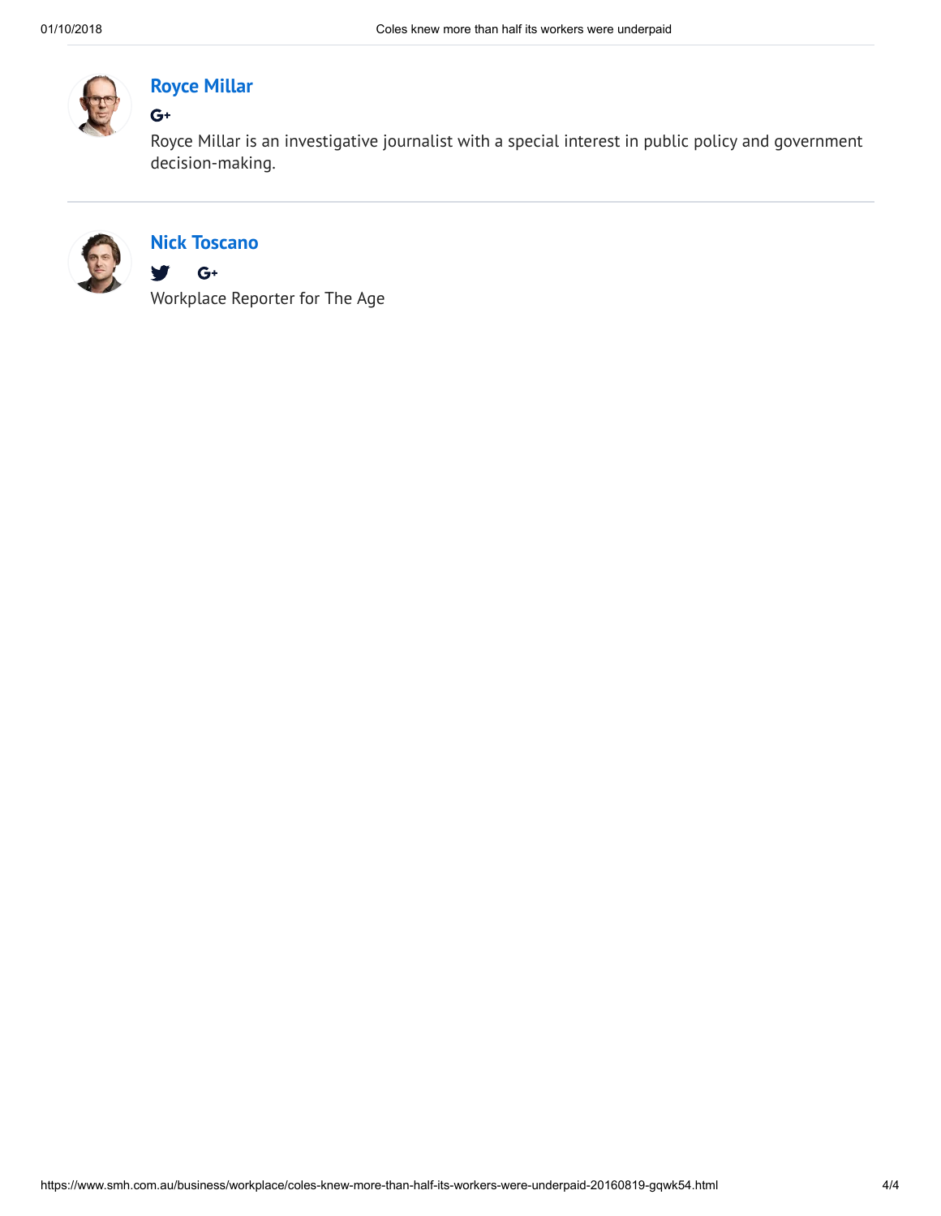## Royce Millar

Royce Millar is an investigative journalist with a special interest in public policy and government decision-making.

## Nick Toscano

Workplace Reporter for The Age